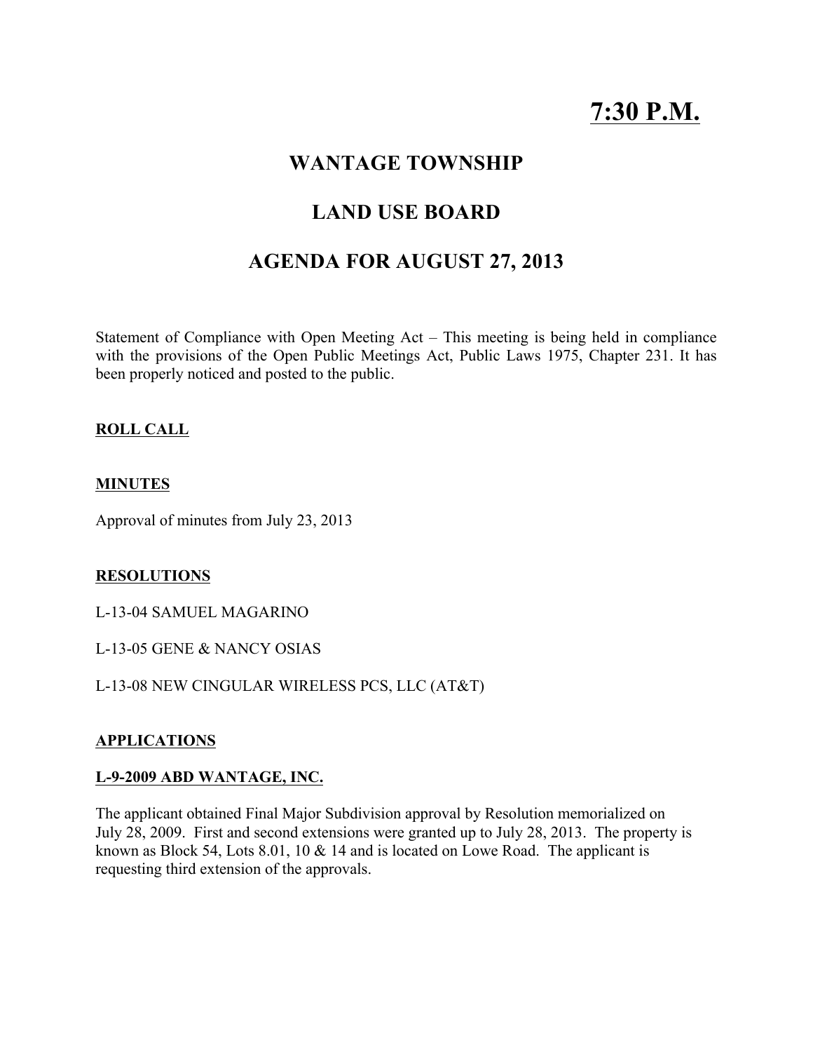# 7:30 P.M.

## WANTAGE TOWNSHIP

## LAND USE BOARD

## AGENDA FOR AUGUST 27, 2013

Statement of Compliance with Open Meeting Act – This meeting is being held in compliance with the provisions of the Open Public Meetings Act, Public Laws 1975, Chapter 231. It has been properly noticed and posted to the public.

**ROLL CALL**

**MINUTES**

Approval of minutes from July 23, 2013

**RESOLUTIONS**

L-13-04 SAMUEL MAGARINO

L-13-05 GENE & NANCY OSIAS

L-13-08 NEW CINGULAR WIRELESS PCS, LLC (AT&T)

**APPLICATIONS**

**L-9-2009 ABD WANTAGE, INC.**

The applicant obtained Final Major Subdivision approval by Resolution memorialized on July 28, 2009. First and second extensions were granted up to July 28, 2013. The property is known as Block 54, Lots 8.01, 10 & 14 and is located on Lowe Road. The applicant is requesting third extension of the approvals.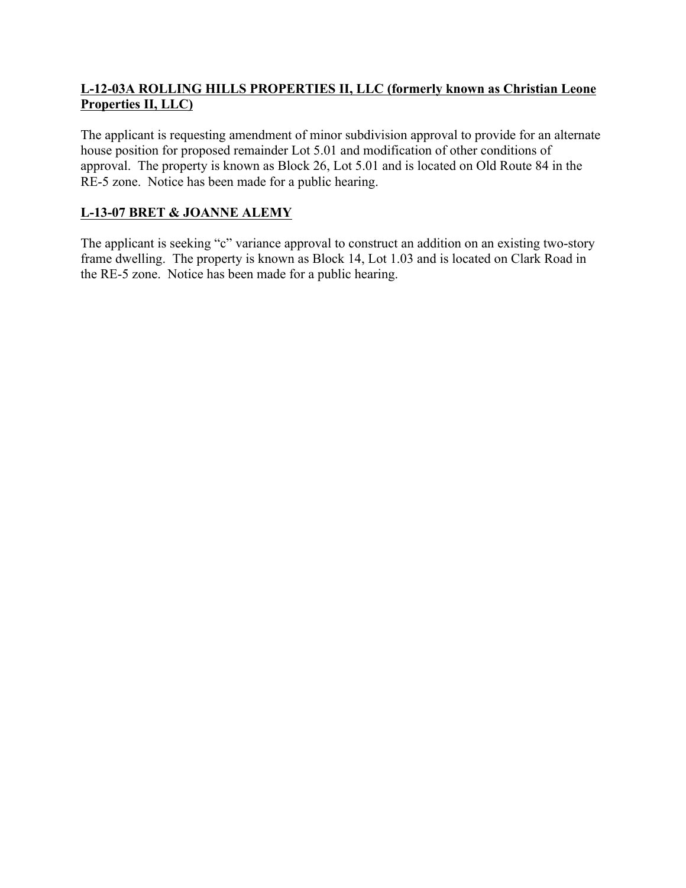**L-12-03A ROLLING HILLS PROPERTIES II, LLC (formerly known as Christian Leone Properties II, LLC)**

The applicant is requesting amendment of minor subdivision approval to provide for an alternate house position for proposed remainder Lot 5.01 and modification of other conditions of approval. The property is known as Block 26, Lot 5.01 and is located on Old Route 84 in the RE-5 zone. Notice has been made for a public hearing.

**L-13-07 BRET & JOANNE ALEMY**

The applicant is seeking "c" variance approval to construct an addition on an existing two-story frame dwelling. The property is known as Block 14, Lot 1.03 and is located on Clark Road in the RE-5 zone. Notice has been made for a public hearing.